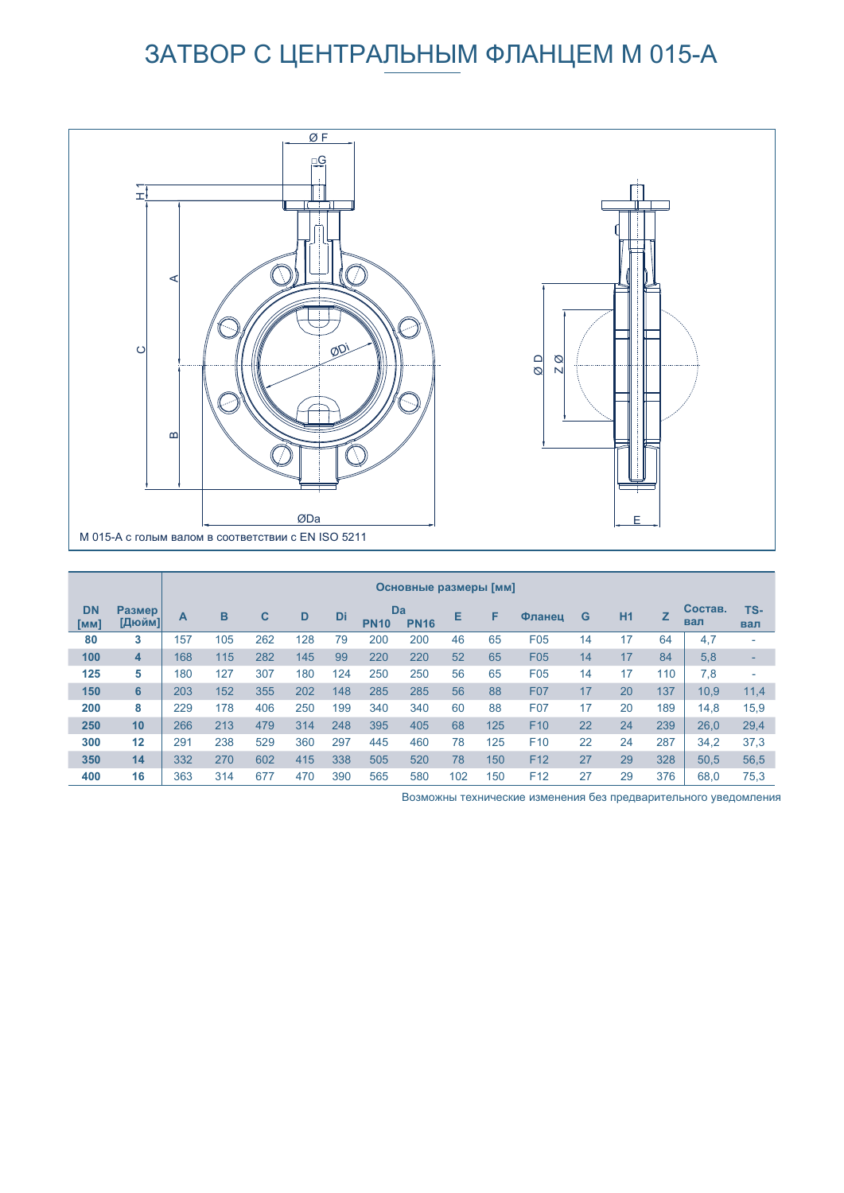# ЗАТВОР С ЦЕНТРАЛЬНЫМ ФЛАНЦЕМ M 015-A

M 015-A с голым валом в соответствии с EN ISO 5211

| DN [мм] | Размер [Дюйм] | Основные размеры [мм] | | | | | | | | | | | | | Состав. вал | TS-вал |
|---|---|---|---|---|---|---|---|---|---|---|---|---|---|---|---|---|
| | | A | B | C | D | Di | Da PN10 | Da PN16 | E | F | Фланец | G | H1 | Z | | |
| 80 | 3 | 157 | 105 | 262 | 128 | 79 | 200 | 200 | 46 | 65 | F05 | 14 | 17 | 64 | 4,7 | - |
| 100 | 4 | 168 | 115 | 282 | 145 | 99 | 220 | 220 | 52 | 65 | F05 | 14 | 17 | 84 | 5,8 | - |
| 125 | 5 | 180 | 127 | 307 | 180 | 124 | 250 | 250 | 56 | 65 | F05 | 14 | 17 | 110 | 7,8 | - |
| 150 | 6 | 203 | 152 | 355 | 202 | 148 | 285 | 285 | 56 | 88 | F07 | 17 | 20 | 137 | 10,9 | 11,4 |
| 200 | 8 | 229 | 178 | 406 | 250 | 199 | 340 | 340 | 60 | 88 | F07 | 17 | 20 | 189 | 14,8 | 15,9 |
| 250 | 10 | 266 | 213 | 479 | 314 | 248 | 395 | 405 | 68 | 125 | F10 | 22 | 24 | 239 | 26,0 | 29,4 |
| 300 | 12 | 291 | 238 | 529 | 360 | 297 | 445 | 460 | 78 | 125 | F10 | 22 | 24 | 287 | 34,2 | 37,3 |
| 350 | 14 | 332 | 270 | 602 | 415 | 338 | 505 | 520 | 78 | 150 | F12 | 27 | 29 | 328 | 50,5 | 56,5 |
| 400 | 16 | 363 | 314 | 677 | 470 | 390 | 565 | 580 | 102 | 150 | F12 | 27 | 29 | 376 | 68,0 | 75,3 |

Возможны технические изменения без предварительного уведомления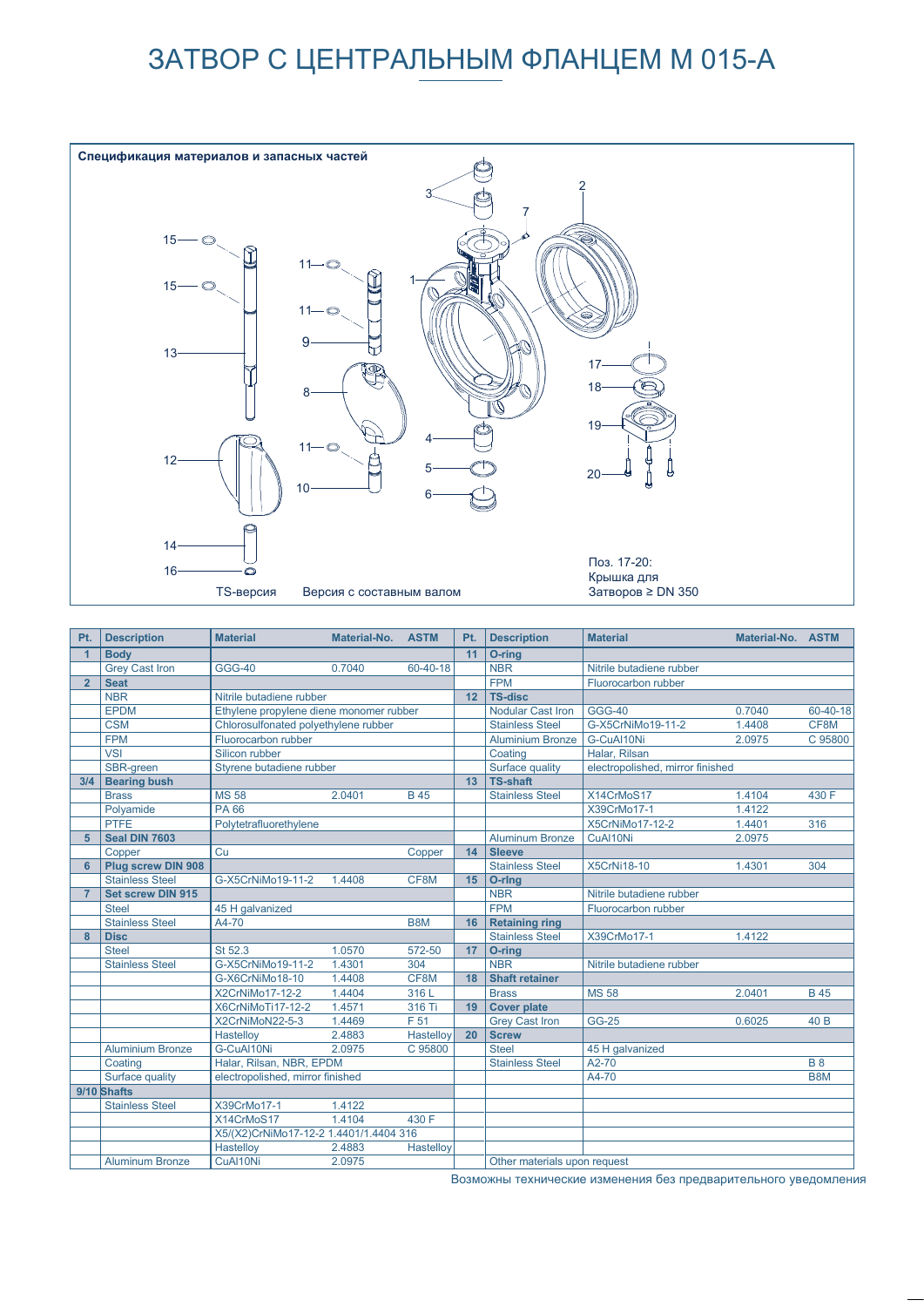# ЗАТВОР С ЦЕНТРАЛЬНЫМ ФЛАНЦЕМ M 015-A

**Спецификация материалов и запасных частей**

TS-версия

Версия с составным валом

Поз. 17-20:
Крышка для
Затворов ≥ DN 350

| Pt. | Description | Material | Material-No. | ASTM | Pt. | Description | Material | Material-No. | ASTM |
|---|---|---|---|---|---|---|---|---|---|
| **1** | **Body** | | | | **11** | **O-ring** | | | |
| | Grey Cast Iron | GGG-40 | 0.7040 | 60-40-18 | | NBR | Nitrile butadiene rubber | | |
| **2** | **Seat** | | | | | FPM | Fluorocarbon rubber | | |
| | NBR | Nitrile butadiene rubber | | | **12** | **TS-disc** | | | |
| | EPDM | Ethylene propylene diene monomer rubber | | | | Nodular Cast Iron | GGG-40 | 0.7040 | 60-40-18 |
| | CSM | Chlorosulfonated polyethylene rubber | | | | Stainless Steel | G-X5CrNiMo19-11-2 | 1.4408 | CF8M |
| | FPM | Fluorocarbon rubber | | | | Aluminium Bronze | G-CuAl10Ni | 2.0975 | C 95800 |
| | VSI | Silicon rubber | | | | Coating | Halar, Rilsan | | |
| | SBR-green | Styrene butadiene rubber | | | | Surface quality | electropolished, mirror finished | | |
| **3/4** | **Bearing bush** | | | | **13** | **TS-shaft** | | | |
| | Brass | MS 58 | 2.0401 | B 45 | | Stainless Steel | X14CrMoS17 | 1.4104 | 430 F |
| | Polyamide | PA 66 | | | | | X39CrMo17-1 | 1.4122 | |
| | PTFE | Polytetrafluorethylene | | | | | X5CrNiMo17-12-2 | 1.4401 | 316 |
| **5** | **Seal DIN 7603** | | | | | Aluminum Bronze | CuAl10Ni | 2.0975 | |
| | Copper | Cu | | Copper | **14** | **Sleeve** | | | |
| **6** | **Plug screw DIN 908** | | | | | Stainless Steel | X5CrNi18-10 | 1.4301 | 304 |
| | Stainless Steel | G-X5CrNiMo19-11-2 | 1.4408 | CF8M | **15** | **O-ring** | | | |
| **7** | **Set screw DIN 915** | | | | | NBR | Nitrile butadiene rubber | | |
| | Steel | 45 H galvanized | | | | FPM | Fluorocarbon rubber | | |
| | Stainless Steel | A4-70 | | B8M | **16** | **Retaining ring** | | | |
| **8** | **Disc** | | | | | Stainless Steel | X39CrMo17-1 | 1.4122 | |
| | Steel | St 52.3 | 1.0570 | 572-50 | **17** | **O-ring** | | | |
| | Stainless Steel | G-X5CrNiMo19-11-2 | 1.4301 | 304 | | NBR | Nitrile butadiene rubber | | |
| | | G-X6CrNiMo18-10 | 1.4408 | CF8M | **18** | **Shaft retainer** | | | |
| | | X2CrNiMo17-12-2 | 1.4404 | 316 L | | Brass | MS 58 | 2.0401 | B 45 |
| | | X6CrNiMoTi17-12-2 | 1.4571 | 316 Ti | **19** | **Cover plate** | | | |
| | | X2CrNiMoN22-5-3 | 1.4469 | F 51 | | Grey Cast Iron | GG-25 | 0.6025 | 40 B |
| | | Hastelloy | 2.4883 | Hastelloy | **20** | **Screw** | | | |
| | Aluminium Bronze | G-CuAl10Ni | 2.0975 | C 95800 | | Steel | 45 H galvanized | | |
| | Coating | Halar, Rilsan, NBR, EPDM | | | | Stainless Steel | A2-70 | | B 8 |
| | Surface quality | electropolished, mirror finished | | | | | A4-70 | | B8M |
| **9/10** | **Shafts** | | | | | | | | |
| | Stainless Steel | X39CrMo17-1 | 1.4122 | | | | | | |
| | | X14CrMoS17 | 1.4104 | 430 F | | | | | |
| | | X5/(X2)CrNiMo17-12-2 1.4401/1.4404 316 | | | | | | | |
| | | Hastelloy | 2.4883 | Hastelloy | | | | | |
| | Aluminum Bronze | CuAl10Ni | 2.0975 | | | Other materials upon request | | | |

Возможны технические изменения без предварительного уведомления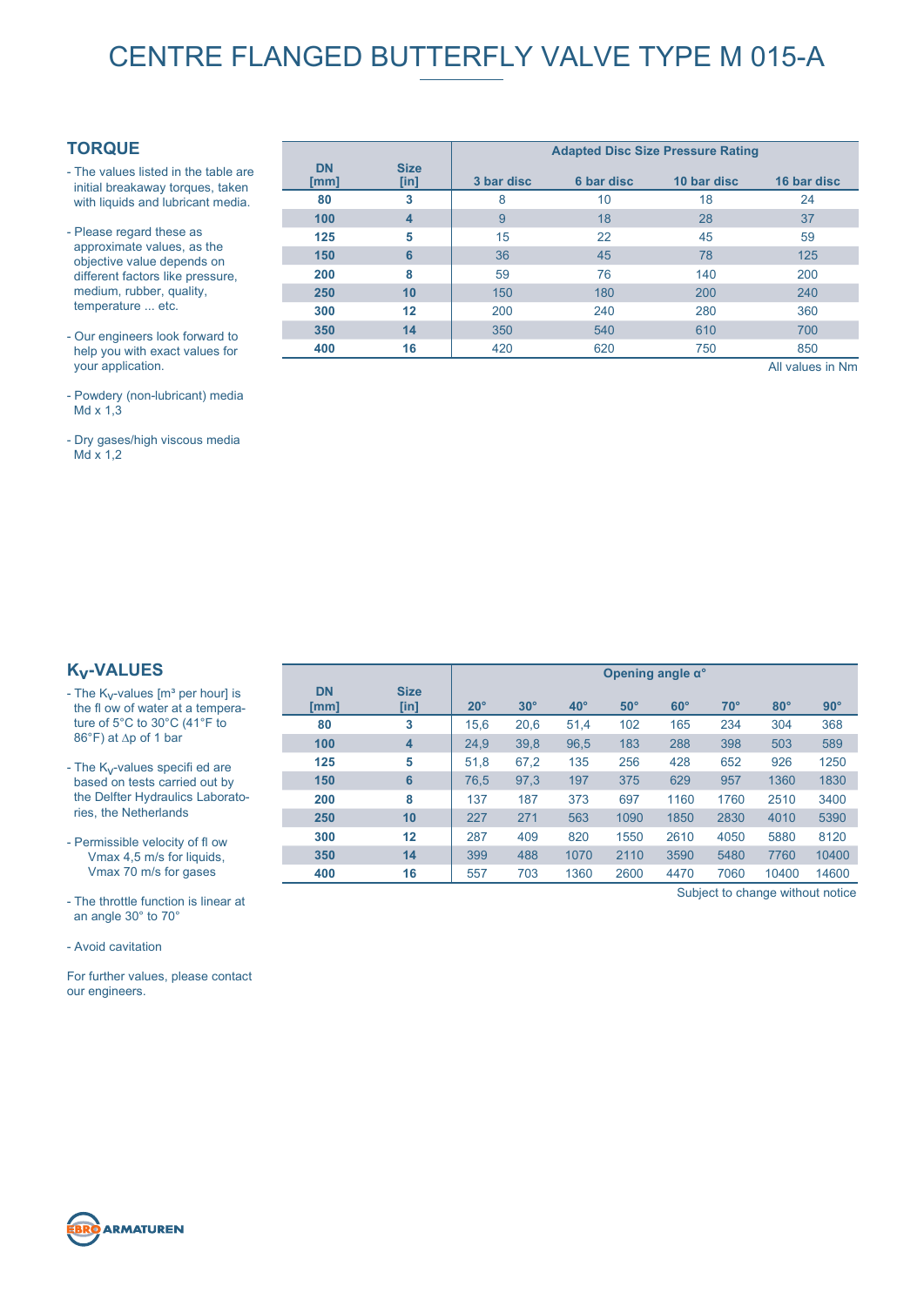# CENTRE FLANGED BUTTERFLY VALVE TYPE M 015-A

## TORQUE

- The values listed in the table are initial breakaway torques, taken with liquids and lubricant media.
- Please regard these as approximate values, as the objective value depends on different factors like pressure, medium, rubber, quality, temperature ... etc.
- Our engineers look forward to help you with exact values for your application.
- Powdery (non-lubricant) media Md x 1,3
- Dry gases/high viscous media Md x 1,2

| DN [mm] | Size [in] | Adapted Disc Size Pressure Rating | | | |
|---|---|---|---|---|---|
| | | 3 bar disc | 6 bar disc | 10 bar disc | 16 bar disc |
| 80 | 3 | 8 | 10 | 18 | 24 |
| 100 | 4 | 9 | 18 | 28 | 37 |
| 125 | 5 | 15 | 22 | 45 | 59 |
| 150 | 6 | 36 | 45 | 78 | 125 |
| 200 | 8 | 59 | 76 | 140 | 200 |
| 250 | 10 | 150 | 180 | 200 | 240 |
| 300 | 12 | 200 | 240 | 280 | 360 |
| 350 | 14 | 350 | 540 | 610 | 700 |
| 400 | 16 | 420 | 620 | 750 | 850 |

All values in Nm

## $K_V$-VALUES

- The $K_V$-values [m³ per hour] is the fl ow of water at a temperature of 5°C to 30°C (41°F to 86°F) at $\Delta p$ of 1 bar
- The $K_V$-values specifi ed are based on tests carried out by the Delfter Hydraulics Laboratories, the Netherlands
- Permissible velocity of fl ow Vmax 4,5 m/s for liquids, Vmax 70 m/s for gases
- The throttle function is linear at an angle 30° to 70°
- Avoid cavitation

For further values, please contact our engineers.

| DN [mm] | Size [in] | Opening angle α° | | | | | | | |
|---|---|---|---|---|---|---|---|---|---|
| | | 20° | 30° | 40° | 50° | 60° | 70° | 80° | 90° |
| 80 | 3 | 15,6 | 20,6 | 51,4 | 102 | 165 | 234 | 304 | 368 |
| 100 | 4 | 24,9 | 39,8 | 96,5 | 183 | 288 | 398 | 503 | 589 |
| 125 | 5 | 51,8 | 67,2 | 135 | 256 | 428 | 652 | 926 | 1250 |
| 150 | 6 | 76,5 | 97,3 | 197 | 375 | 629 | 957 | 1360 | 1830 |
| 200 | 8 | 137 | 187 | 373 | 697 | 1160 | 1760 | 2510 | 3400 |
| 250 | 10 | 227 | 271 | 563 | 1090 | 1850 | 2830 | 4010 | 5390 |
| 300 | 12 | 287 | 409 | 820 | 1550 | 2610 | 4050 | 5880 | 8120 |
| 350 | 14 | 399 | 488 | 1070 | 2110 | 3590 | 5480 | 7760 | 10400 |
| 400 | 16 | 557 | 703 | 1360 | 2600 | 4470 | 7060 | 10400 | 14600 |

Subject to change without notice

EBRO ARMATUREN